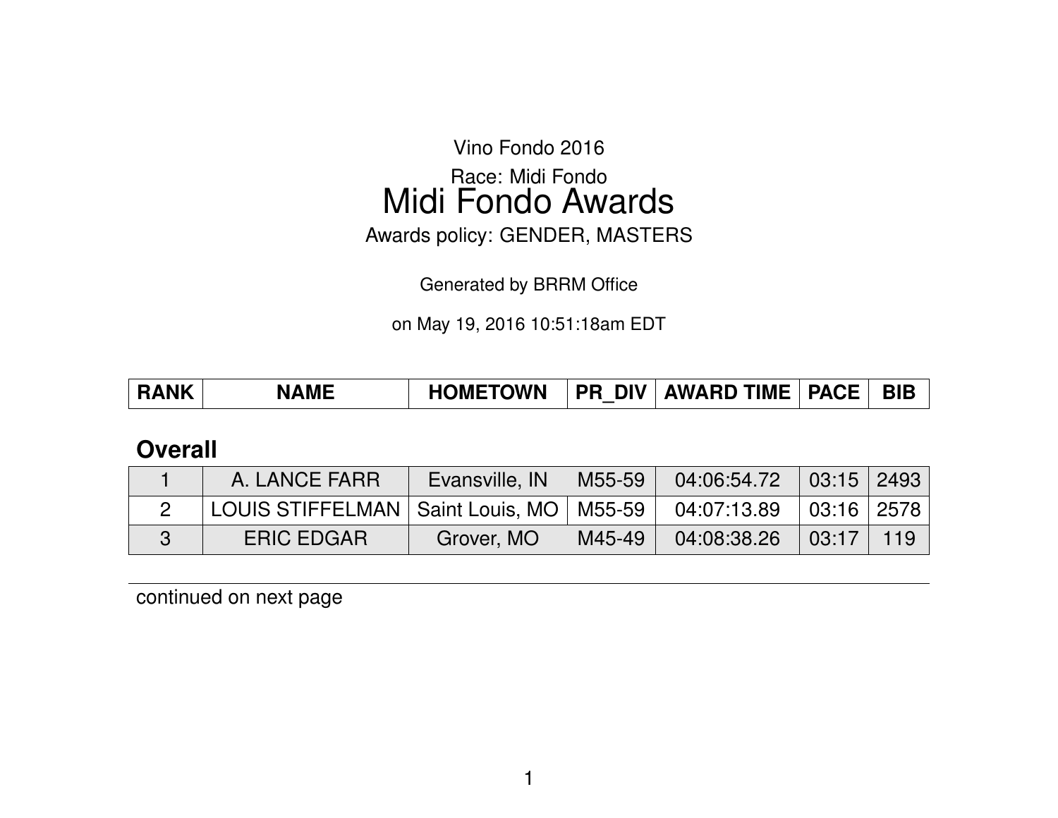Vino Fondo 2016

Race: Midi Fondo

# Midi Fondo Awards

Awards policy: GENDER, MASTERS

Generated by BRRM Office

on May 19, 2016 10:51:18am EDT

## Overall

| RANK | NAME | HOMETOWN | PR_DIV | AWARD TIME | PACE | BIB |
|---|---|---|---|---|---|---|
| 1 | A. LANCE FARR | Evansville, IN | M55-59 | 04:06:54.72 | 03:15 | 2493 |
| 2 | LOUIS STIFFELMAN | Saint Louis, MO | M55-59 | 04:07:13.89 | 03:16 | 2578 |
| 3 | ERIC EDGAR | Grover, MO | M45-49 | 04:08:38.26 | 03:17 | 119 |

continued on next page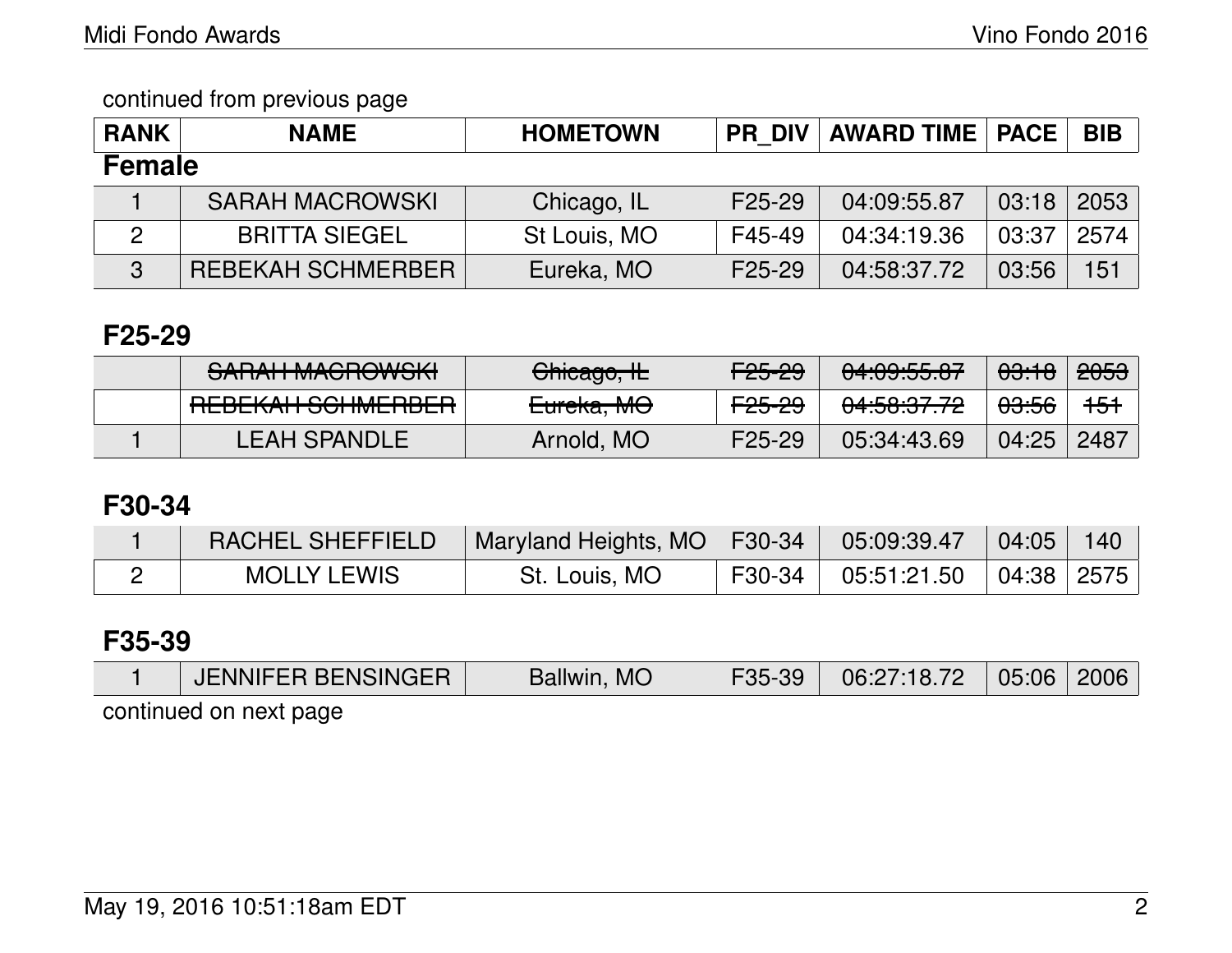continued from previous page

| RANK | NAME | HOMETOWN | PR_DIV | AWARD TIME | PACE | BIB |
|---|---|---|---|---|---|---|

## Female

| RANK | NAME | HOMETOWN | PR_DIV | AWARD TIME | PACE | BIB |
|---|---|---|---|---|---|---|
| 1 | SARAH MACROWSKI | Chicago, IL | F25-29 | 04:09:55.87 | 03:18 | 2053 |
| 2 | BRITTA SIEGEL | St Louis, MO | F45-49 | 04:34:19.36 | 03:37 | 2574 |
| 3 | REBEKAH SCHMERBER | Eureka, MO | F25-29 | 04:58:37.72 | 03:56 | 151 |

## F25-29

| RANK | NAME | HOMETOWN | PR_DIV | AWARD TIME | PACE | BIB |
|---|---|---|---|---|---|---|
| | ~~SARAH MACROWSKI~~ | ~~Chicago, IL~~ | ~~F25-29~~ | ~~04:09:55.87~~ | ~~03:18~~ | ~~2053~~ |
| | ~~REBEKAH SCHMERBER~~ | ~~Eureka, MO~~ | ~~F25-29~~ | ~~04:58:37.72~~ | ~~03:56~~ | ~~151~~ |
| 1 | LEAH SPANDLE | Arnold, MO | F25-29 | 05:34:43.69 | 04:25 | 2487 |

## F30-34

| RANK | NAME | HOMETOWN | PR_DIV | AWARD TIME | PACE | BIB |
|---|---|---|---|---|---|---|
| 1 | RACHEL SHEFFIELD | Maryland Heights, MO | F30-34 | 05:09:39.47 | 04:05 | 140 |
| 2 | MOLLY LEWIS | St. Louis, MO | F30-34 | 05:51:21.50 | 04:38 | 2575 |

## F35-39

| RANK | NAME | HOMETOWN | PR_DIV | AWARD TIME | PACE | BIB |
|---|---|---|---|---|---|---|
| 1 | JENNIFER BENSINGER | Ballwin, MO | F35-39 | 06:27:18.72 | 05:06 | 2006 |

continued on next page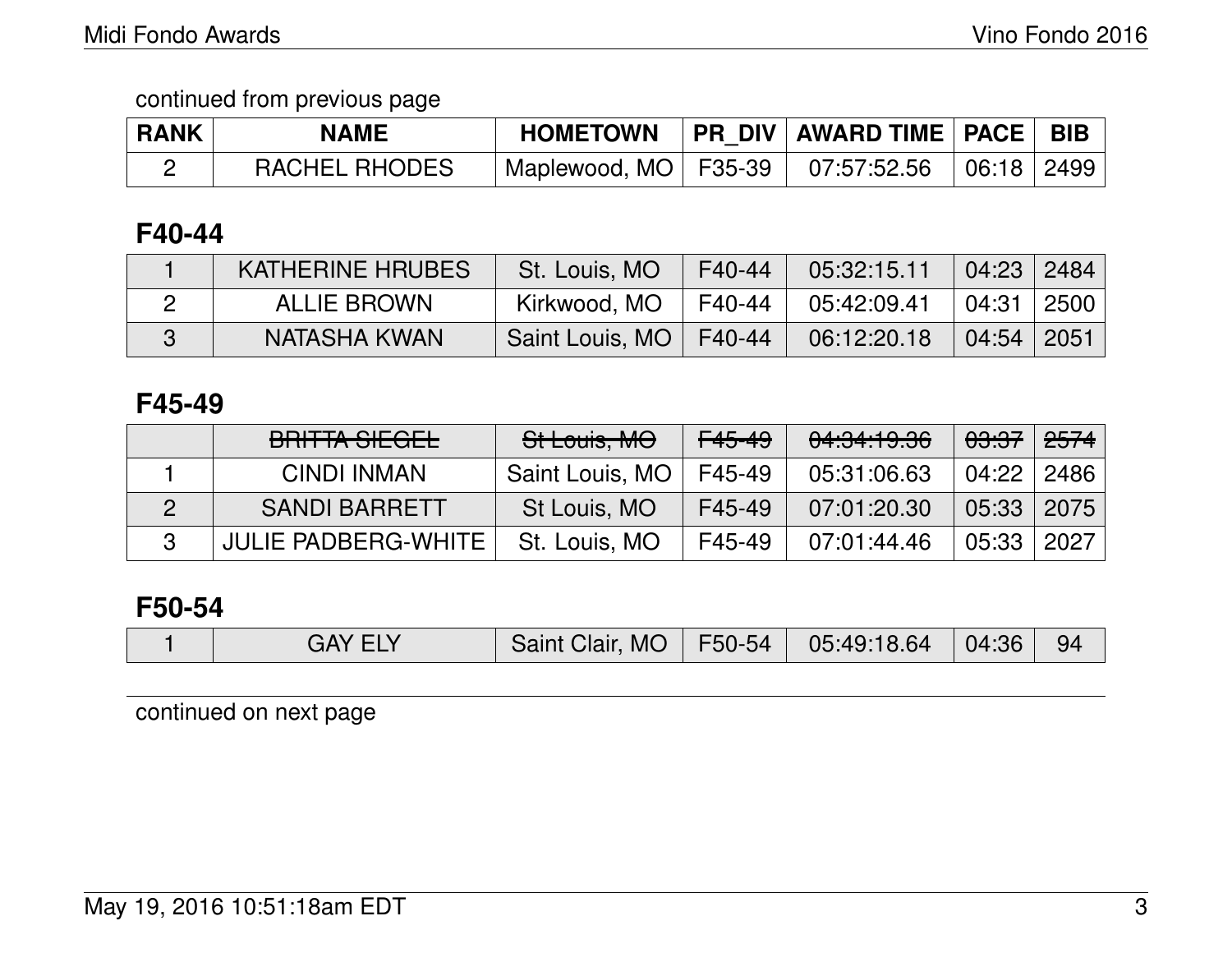continued from previous page

| RANK | NAME | HOMETOWN | PR_DIV | AWARD TIME | PACE | BIB |
|---|---|---|---|---|---|---|
| 2 | RACHEL RHODES | Maplewood, MO | F35-39 | 07:57:52.56 | 06:18 | 2499 |

## F40-44

| RANK | NAME | HOMETOWN | PR_DIV | AWARD TIME | PACE | BIB |
|---|---|---|---|---|---|---|
| 1 | KATHERINE HRUBES | St. Louis, MO | F40-44 | 05:32:15.11 | 04:23 | 2484 |
| 2 | ALLIE BROWN | Kirkwood, MO | F40-44 | 05:42:09.41 | 04:31 | 2500 |
| 3 | NATASHA KWAN | Saint Louis, MO | F40-44 | 06:12:20.18 | 04:54 | 2051 |

## F45-49

| RANK | NAME | HOMETOWN | PR_DIV | AWARD TIME | PACE | BIB |
|---|---|---|---|---|---|---|
| | ~~BRITTA SIEGEL~~ | ~~St Louis, MO~~ | ~~F45-49~~ | ~~04:34:19.36~~ | ~~03:37~~ | ~~2574~~ |
| 1 | CINDI INMAN | Saint Louis, MO | F45-49 | 05:31:06.63 | 04:22 | 2486 |
| 2 | SANDI BARRETT | St Louis, MO | F45-49 | 07:01:20.30 | 05:33 | 2075 |
| 3 | JULIE PADBERG-WHITE | St. Louis, MO | F45-49 | 07:01:44.46 | 05:33 | 2027 |

## F50-54

| RANK | NAME | HOMETOWN | PR_DIV | AWARD TIME | PACE | BIB |
|---|---|---|---|---|---|---|
| 1 | GAY ELY | Saint Clair, MO | F50-54 | 05:49:18.64 | 04:36 | 94 |

continued on next page

May 19, 2016 10:51:18am EDT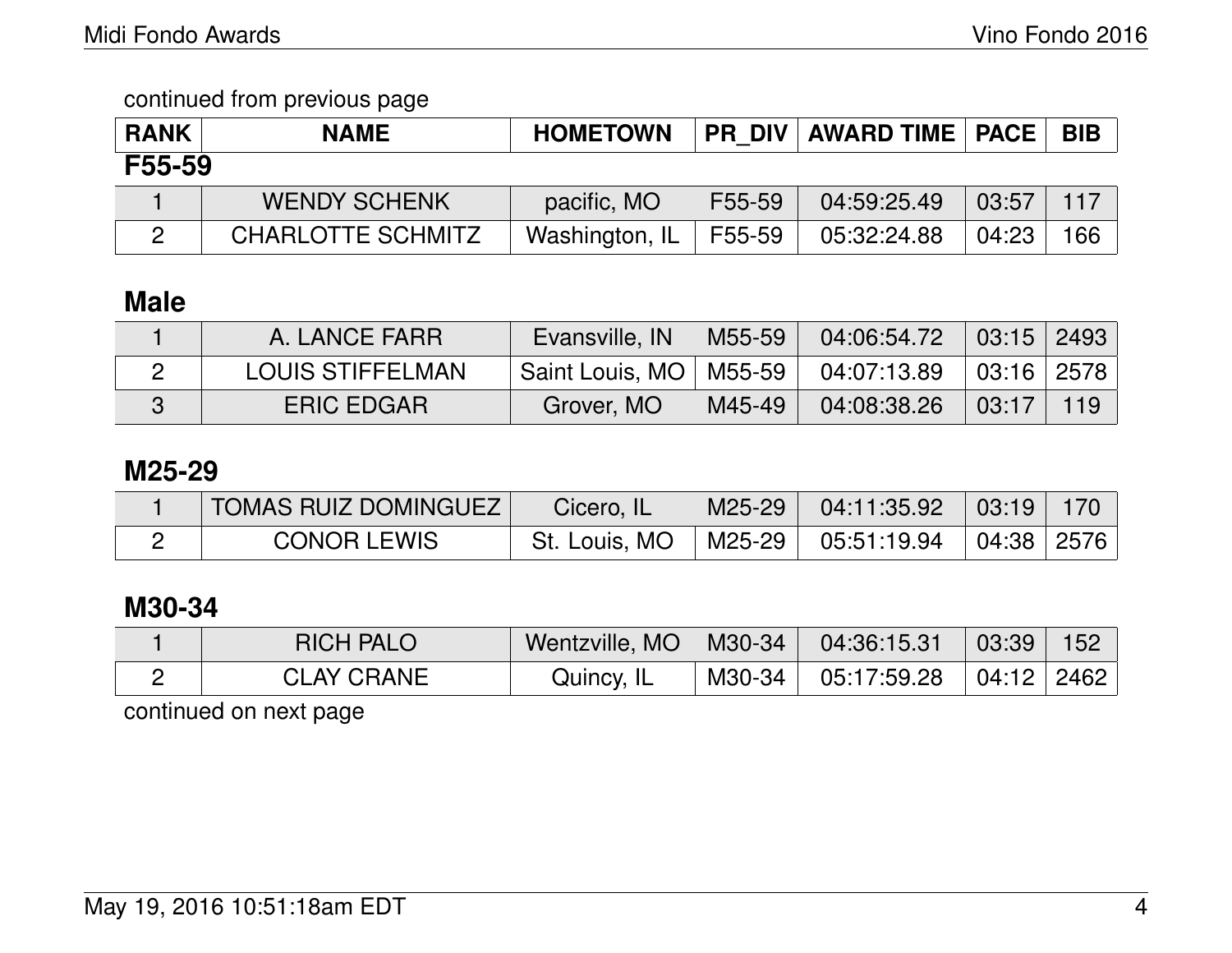continued from previous page

| RANK | NAME | HOMETOWN | PR_DIV | AWARD TIME | PACE | BIB |
|---|---|---|---|---|---|---|

**F55-59**

| RANK | NAME | HOMETOWN | PR_DIV | AWARD TIME | PACE | BIB |
|---|---|---|---|---|---|---|
| 1 | WENDY SCHENK | pacific, MO | F55-59 | 04:59:25.49 | 03:57 | 117 |
| 2 | CHARLOTTE SCHMITZ | Washington, IL | F55-59 | 05:32:24.88 | 04:23 | 166 |

## Male

| RANK | NAME | HOMETOWN | PR_DIV | AWARD TIME | PACE | BIB |
|---|---|---|---|---|---|---|
| 1 | A. LANCE FARR | Evansville, IN | M55-59 | 04:06:54.72 | 03:15 | 2493 |
| 2 | LOUIS STIFFELMAN | Saint Louis, MO | M55-59 | 04:07:13.89 | 03:16 | 2578 |
| 3 | ERIC EDGAR | Grover, MO | M45-49 | 04:08:38.26 | 03:17 | 119 |

## M25-29

| RANK | NAME | HOMETOWN | PR_DIV | AWARD TIME | PACE | BIB |
|---|---|---|---|---|---|---|
| 1 | TOMAS RUIZ DOMINGUEZ | Cicero, IL | M25-29 | 04:11:35.92 | 03:19 | 170 |
| 2 | CONOR LEWIS | St. Louis, MO | M25-29 | 05:51:19.94 | 04:38 | 2576 |

## M30-34

| RANK | NAME | HOMETOWN | PR_DIV | AWARD TIME | PACE | BIB |
|---|---|---|---|---|---|---|
| 1 | RICH PALO | Wentzville, MO | M30-34 | 04:36:15.31 | 03:39 | 152 |
| 2 | CLAY CRANE | Quincy, IL | M30-34 | 05:17:59.28 | 04:12 | 2462 |

continued on next page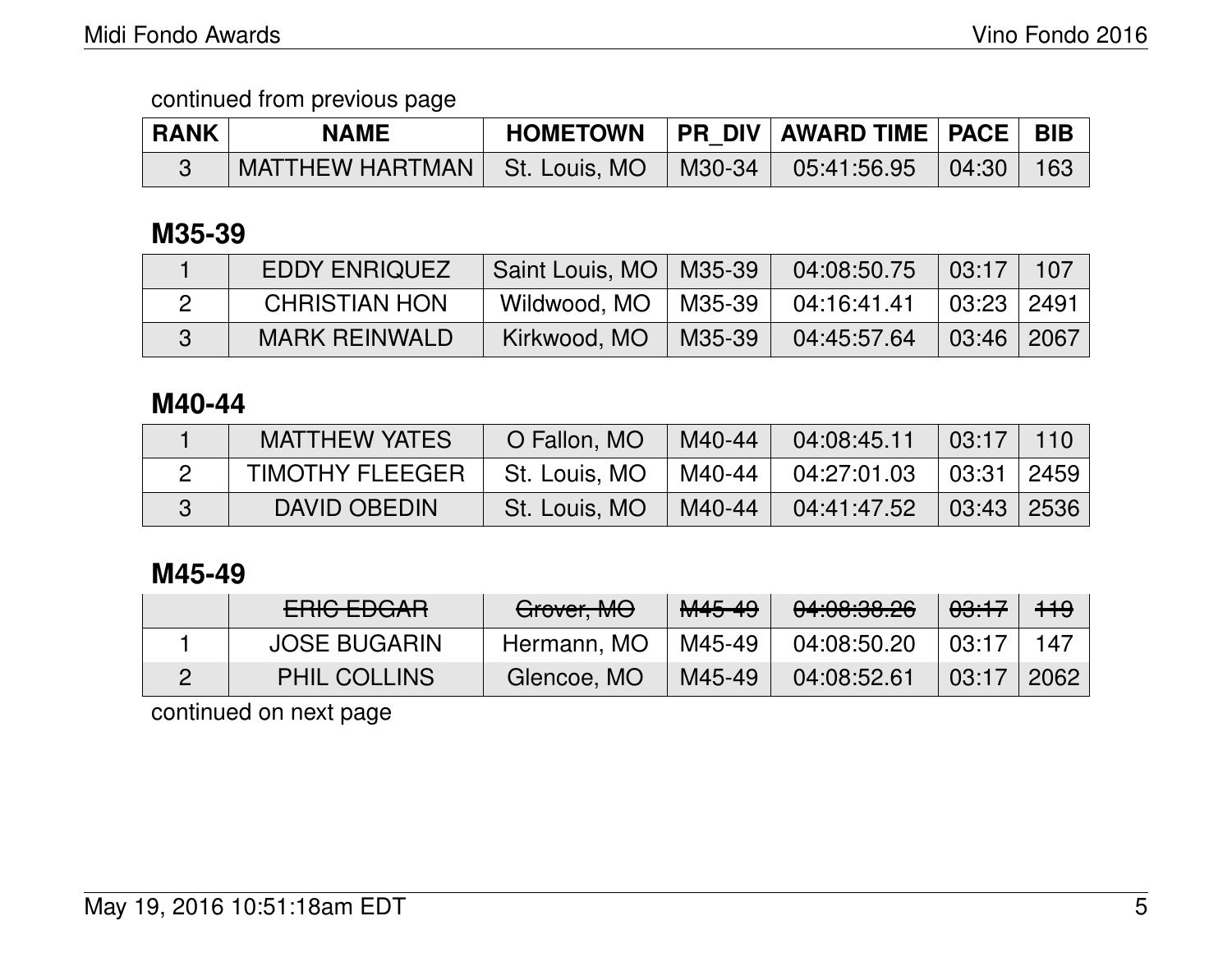continued from previous page

| RANK | NAME | HOMETOWN | PR_DIV | AWARD TIME | PACE | BIB |
|---|---|---|---|---|---|---|
| 3 | MATTHEW HARTMAN | St. Louis, MO | M30-34 | 05:41:56.95 | 04:30 | 163 |

## M35-39

| RANK | NAME | HOMETOWN | PR_DIV | AWARD TIME | PACE | BIB |
|---|---|---|---|---|---|---|
| 1 | EDDY ENRIQUEZ | Saint Louis, MO | M35-39 | 04:08:50.75 | 03:17 | 107 |
| 2 | CHRISTIAN HON | Wildwood, MO | M35-39 | 04:16:41.41 | 03:23 | 2491 |
| 3 | MARK REINWALD | Kirkwood, MO | M35-39 | 04:45:57.64 | 03:46 | 2067 |

## M40-44

| RANK | NAME | HOMETOWN | PR_DIV | AWARD TIME | PACE | BIB |
|---|---|---|---|---|---|---|
| 1 | MATTHEW YATES | O Fallon, MO | M40-44 | 04:08:45.11 | 03:17 | 110 |
| 2 | TIMOTHY FLEEGER | St. Louis, MO | M40-44 | 04:27:01.03 | 03:31 | 2459 |
| 3 | DAVID OBEDIN | St. Louis, MO | M40-44 | 04:41:47.52 | 03:43 | 2536 |

## M45-49

| RANK | NAME | HOMETOWN | PR_DIV | AWARD TIME | PACE | BIB |
|---|---|---|---|---|---|---|
| | ~~ERIC EDGAR~~ | ~~Grover, MO~~ | ~~M45-49~~ | ~~04:08:38.26~~ | ~~03:17~~ | ~~119~~ |
| 1 | JOSE BUGARIN | Hermann, MO | M45-49 | 04:08:50.20 | 03:17 | 147 |
| 2 | PHIL COLLINS | Glencoe, MO | M45-49 | 04:08:52.61 | 03:17 | 2062 |

continued on next page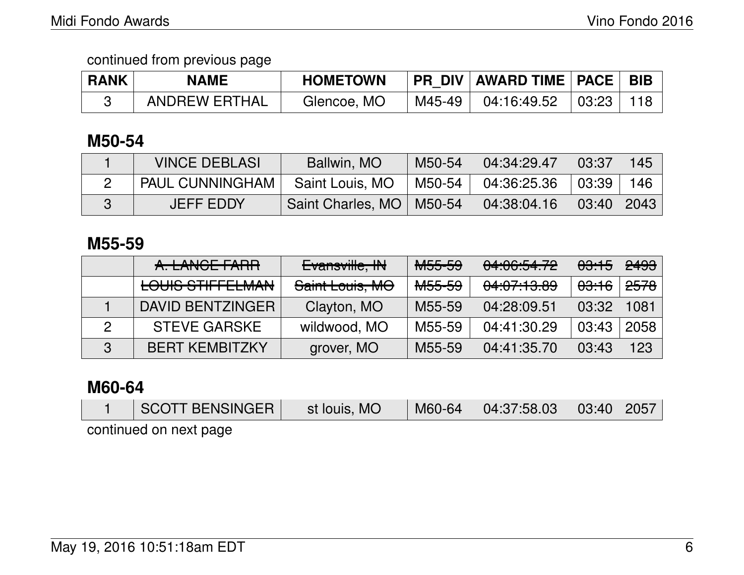continued from previous page

| RANK | NAME | HOMETOWN | PR_DIV | AWARD TIME | PACE | BIB |
|---|---|---|---|---|---|---|
| 3 | ANDREW ERTHAL | Glencoe, MO | M45-49 | 04:16:49.52 | 03:23 | 118 |

### M50-54

| RANK | NAME | HOMETOWN | PR_DIV | AWARD TIME | PACE | BIB |
|---|---|---|---|---|---|---|
| 1 | VINCE DEBLASI | Ballwin, MO | M50-54 | 04:34:29.47 | 03:37 | 145 |
| 2 | PAUL CUNNINGHAM | Saint Louis, MO | M50-54 | 04:36:25.36 | 03:39 | 146 |
| 3 | JEFF EDDY | Saint Charles, MO | M50-54 | 04:38:04.16 | 03:40 | 2043 |

### M55-59

| RANK | NAME | HOMETOWN | PR_DIV | AWARD TIME | PACE | BIB |
|---|---|---|---|---|---|---|
| | ~~A. LANCE FARR~~ | ~~Evansville, IN~~ | ~~M55-59~~ | ~~04:06:54.72~~ | ~~03:15~~ | ~~2493~~ |
| | ~~LOUIS STIFFELMAN~~ | ~~Saint Louis, MO~~ | ~~M55-59~~ | ~~04:07:13.89~~ | ~~03:16~~ | ~~2578~~ |
| 1 | DAVID BENTZINGER | Clayton, MO | M55-59 | 04:28:09.51 | 03:32 | 1081 |
| 2 | STEVE GARSKE | wildwood, MO | M55-59 | 04:41:30.29 | 03:43 | 2058 |
| 3 | BERT KEMBITZKY | grover, MO | M55-59 | 04:41:35.70 | 03:43 | 123 |

### M60-64

| RANK | NAME | HOMETOWN | PR_DIV | AWARD TIME | PACE | BIB |
|---|---|---|---|---|---|---|
| 1 | SCOTT BENSINGER | st louis, MO | M60-64 | 04:37:58.03 | 03:40 | 2057 |

continued on next page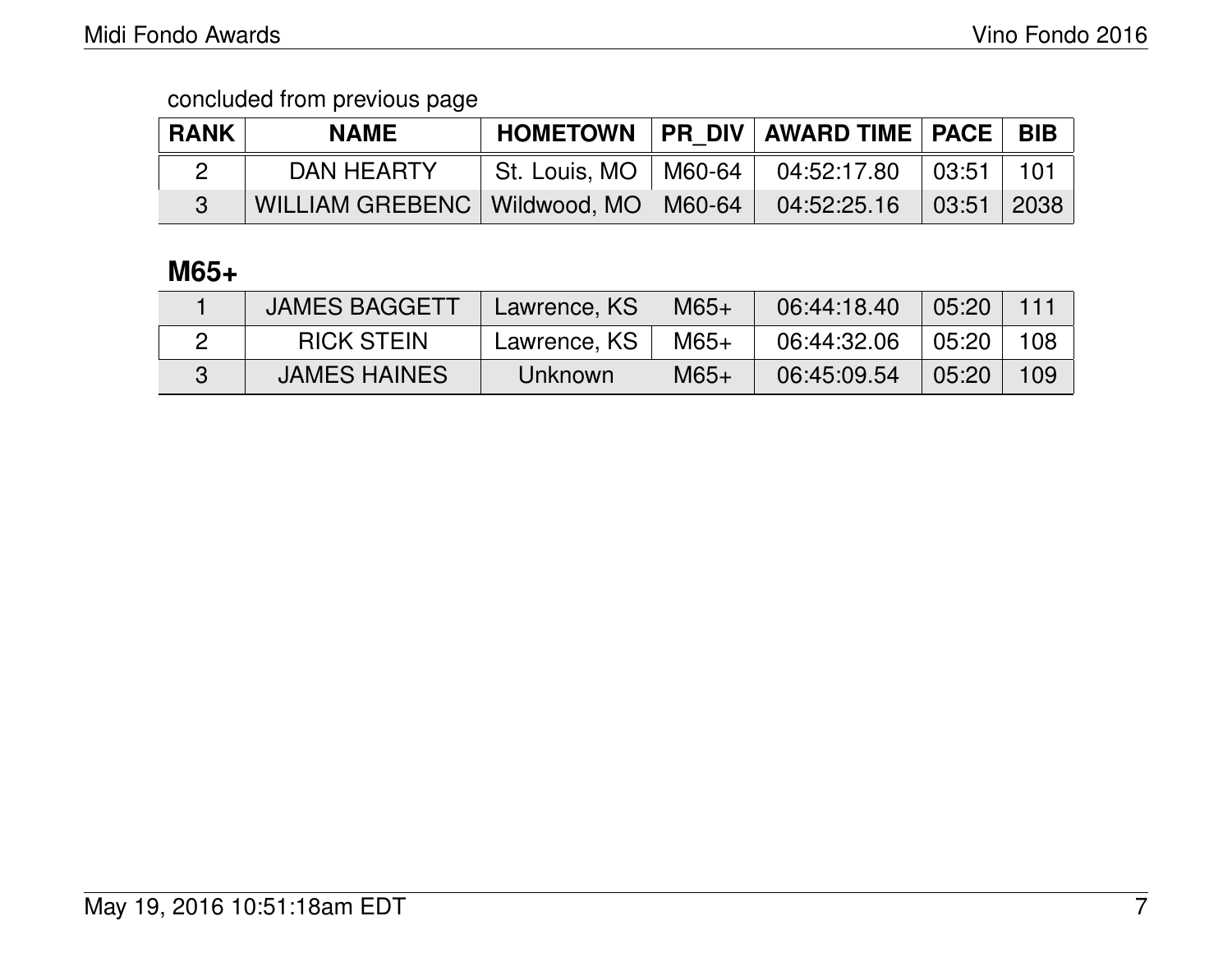concluded from previous page

| RANK | NAME | HOMETOWN | PR_DIV | AWARD TIME | PACE | BIB |
|---|---|---|---|---|---|---|
| 2 | DAN HEARTY | St. Louis, MO | M60-64 | 04:52:17.80 | 03:51 | 101 |
| 3 | WILLIAM GREBENC | Wildwood, MO | M60-64 | 04:52:25.16 | 03:51 | 2038 |

## M65+

| RANK | NAME | HOMETOWN | PR_DIV | AWARD TIME | PACE | BIB |
|---|---|---|---|---|---|---|
| 1 | JAMES BAGGETT | Lawrence, KS | M65+ | 06:44:18.40 | 05:20 | 111 |
| 2 | RICK STEIN | Lawrence, KS | M65+ | 06:44:32.06 | 05:20 | 108 |
| 3 | JAMES HAINES | Unknown | M65+ | 06:45:09.54 | 05:20 | 109 |